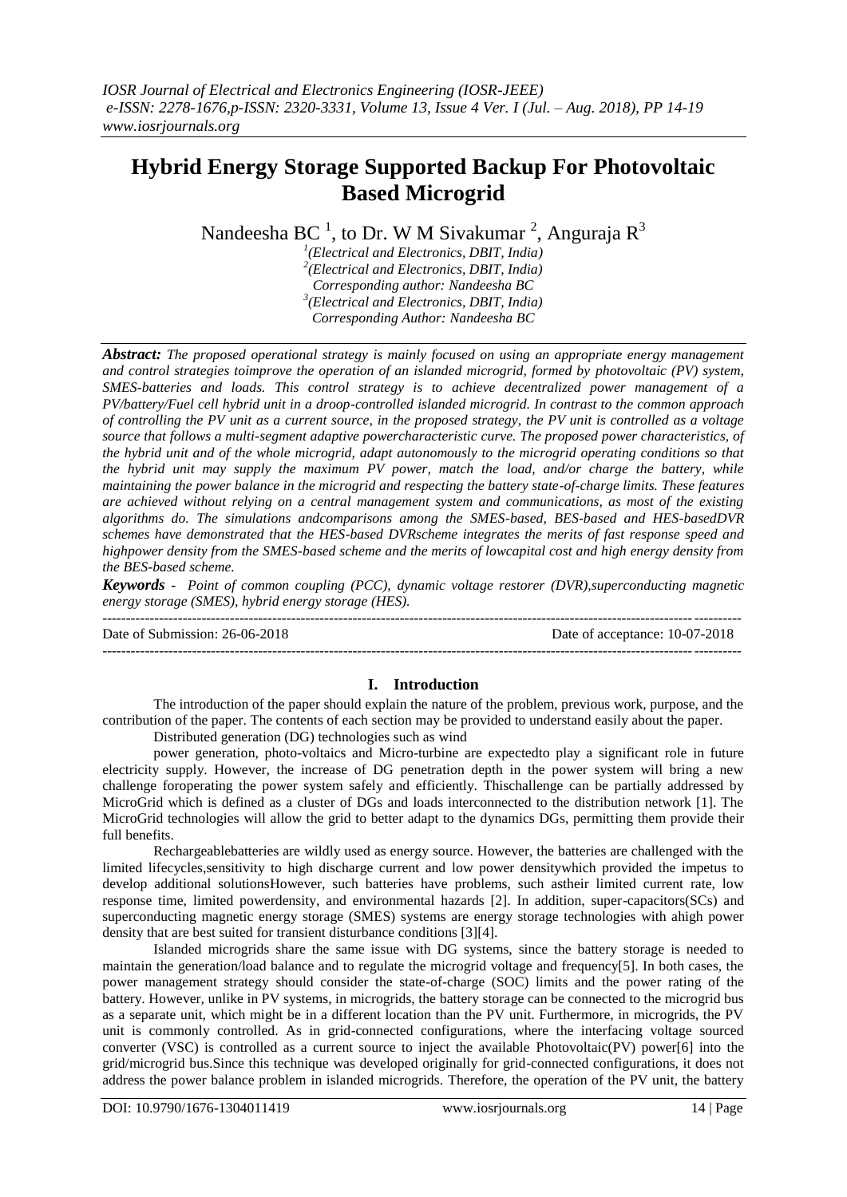# Hybrid Energy Storage Supported Backup For Photovoltaic Based Microgrid

Nandeesha BC [1], to Dr. W M Sivakumar [2], Anguraja R[3]

[1](Electrical and Electronics, DBIT, India)
[2](Electrical and Electronics, DBIT, India)
Corresponding author: Nandeesha BC
[3](Electrical and Electronics, DBIT, India)
Corresponding Author: Nandeesha BC

***Abstract:*** *The proposed operational strategy is mainly focused on using an appropriate energy management and control strategies toimprove the operation of an islanded microgrid, formed by photovoltaic (PV) system, SMES-batteries and loads. This control strategy is to achieve decentralized power management of a PV/battery/Fuel cell hybrid unit in a droop-controlled islanded microgrid. In contrast to the common approach of controlling the PV unit as a current source, in the proposed strategy, the PV unit is controlled as a voltage source that follows a multi-segment adaptive powercharacteristic curve. The proposed power characteristics, of the hybrid unit and of the whole microgrid, adapt autonomously to the microgrid operating conditions so that the hybrid unit may supply the maximum PV power, match the load, and/or charge the battery, while maintaining the power balance in the microgrid and respecting the battery state-of-charge limits. These features are achieved without relying on a central management system and communications, as most of the existing algorithms do. The simulations andcomparisons among the SMES-based, BES-based and HES-basedDVR schemes have demonstrated that the HES-based DVRscheme integrates the merits of fast response speed and highpower density from the SMES-based scheme and the merits of lowcapital cost and high energy density from the BES-based scheme.*

***Keywords*** *- Point of common coupling (PCC), dynamic voltage restorer (DVR),superconducting magnetic energy storage (SMES), hybrid energy storage (HES).*

---

Date of Submission: 26-06-2018 | Date of acceptance: 10-07-2018

---

## I. Introduction

The introduction of the paper should explain the nature of the problem, previous work, purpose, and the contribution of the paper. The contents of each section may be provided to understand easily about the paper.

Distributed generation (DG) technologies such as wind

power generation, photo-voltaics and Micro-turbine are expectedto play a significant role in future electricity supply. However, the increase of DG penetration depth in the power system will bring a new challenge foroperating the power system safely and efficiently. Thischallenge can be partially addressed by MicroGrid which is defined as a cluster of DGs and loads interconnected to the distribution network [1]. The MicroGrid technologies will allow the grid to better adapt to the dynamics DGs, permitting them provide their full benefits.

Rechargeablebatteries are wildly used as energy source. However, the batteries are challenged with the limited lifecycles,sensitivity to high discharge current and low power densitywhich provided the impetus to develop additional solutionsHowever, such batteries have problems, such astheir limited current rate, low response time, limited powerdensity, and environmental hazards [2]. In addition, super-capacitors(SCs) and superconducting magnetic energy storage (SMES) systems are energy storage technologies with ahigh power density that are best suited for transient disturbance conditions [3][4].

Islanded microgrids share the same issue with DG systems, since the battery storage is needed to maintain the generation/load balance and to regulate the microgrid voltage and frequency[5]. In both cases, the power management strategy should consider the state-of-charge (SOC) limits and the power rating of the battery. However, unlike in PV systems, in microgrids, the battery storage can be connected to the microgrid bus as a separate unit, which might be in a different location than the PV unit. Furthermore, in microgrids, the PV unit is commonly controlled. As in grid-connected configurations, where the interfacing voltage sourced converter (VSC) is controlled as a current source to inject the available Photovoltaic(PV) power[6] into the grid/microgrid bus.Since this technique was developed originally for grid-connected configurations, it does not address the power balance problem in islanded microgrids. Therefore, the operation of the PV unit, the battery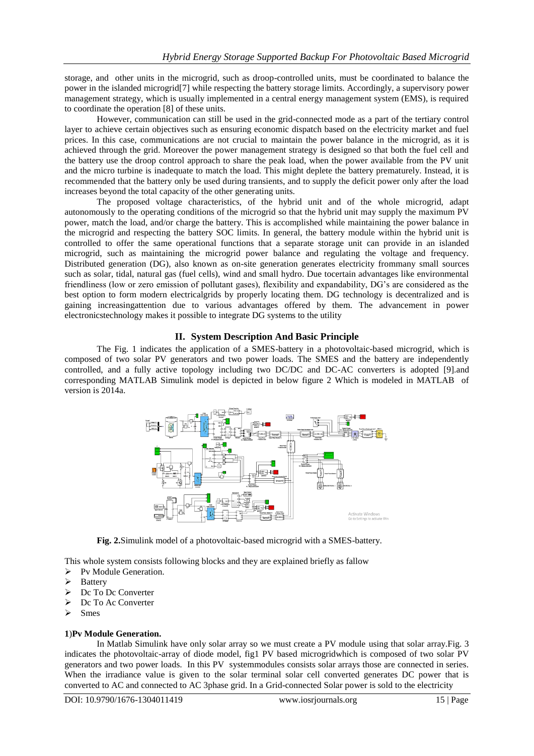storage, and other units in the microgrid, such as droop-controlled units, must be coordinated to balance the power in the islanded microgrid[7] while respecting the battery storage limits. Accordingly, a supervisory power management strategy, which is usually implemented in a central energy management system (EMS), is required to coordinate the operation [8] of these units.

However, communication can still be used in the grid-connected mode as a part of the tertiary control layer to achieve certain objectives such as ensuring economic dispatch based on the electricity market and fuel prices. In this case, communications are not crucial to maintain the power balance in the microgrid, as it is achieved through the grid. Moreover the power management strategy is designed so that both the fuel cell and the battery use the droop control approach to share the peak load, when the power available from the PV unit and the micro turbine is inadequate to match the load. This might deplete the battery prematurely. Instead, it is recommended that the battery only be used during transients, and to supply the deficit power only after the load increases beyond the total capacity of the other generating units.

The proposed voltage characteristics, of the hybrid unit and of the whole microgrid, adapt autonomously to the operating conditions of the microgrid so that the hybrid unit may supply the maximum PV power, match the load, and/or charge the battery. This is accomplished while maintaining the power balance in the microgrid and respecting the battery SOC limits. In general, the battery module within the hybrid unit is controlled to offer the same operational functions that a separate storage unit can provide in an islanded microgrid, such as maintaining the microgrid power balance and regulating the voltage and frequency. Distributed generation (DG), also known as on-site generation generates electricity frommany small sources such as solar, tidal, natural gas (fuel cells), wind and small hydro. Due tocertain advantages like environmental friendliness (low or zero emission of pollutant gases), flexibility and expandability, DG's are considered as the best option to form modern electricalgrids by properly locating them. DG technology is decentralized and is gaining increasingattention due to various advantages offered by them. The advancement in power electronicstechnology makes it possible to integrate DG systems to the utility

## II. System Description And Basic Principle

The Fig. 1 indicates the application of a SMES-battery in a photovoltaic-based microgrid, which is composed of two solar PV generators and two power loads. The SMES and the battery are independently controlled, and a fully active topology including two DC/DC and DC-AC converters is adopted [9].and corresponding MATLAB Simulink model is depicted in below figure 2 Which is modeled in MATLAB of version is 2014a.

**Fig. 2.**Simulink model of a photovoltaic-based microgrid with a SMES-battery.

This whole system consists following blocks and they are explained briefly as fallow

- Pv Module Generation.
- Battery
- Dc To Dc Converter
- Dc To Ac Converter
- Smes

### 1)Pv Module Generation.

In Matlab Simulink have only solar array so we must create a PV module using that solar array.Fig. 3 indicates the photovoltaic-array of diode model, fig1 PV based microgridwhich is composed of two solar PV generators and two power loads. In this PV systemmodules consists solar arrays those are connected in series. When the irradiance value is given to the solar terminal solar cell converted generates DC power that is converted to AC and connected to AC 3phase grid. In a Grid-connected Solar power is sold to the electricity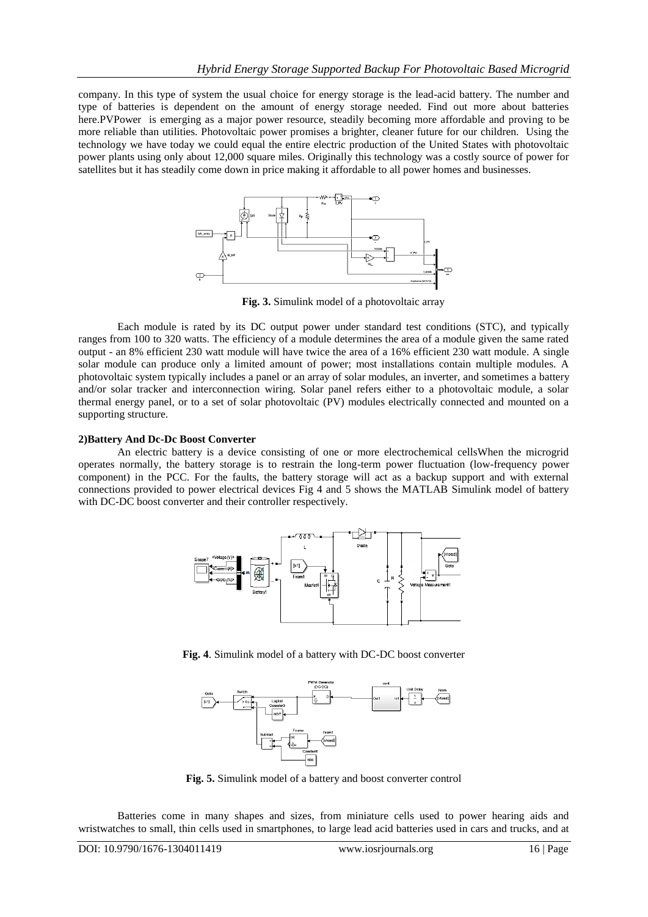company. In this type of system the usual choice for energy storage is the lead-acid battery. The number and type of batteries is dependent on the amount of energy storage needed. Find out more about batteries here.PVPower is emerging as a major power resource, steadily becoming more affordable and proving to be more reliable than utilities. Photovoltaic power promises a brighter, cleaner future for our children. Using the technology we have today we could equal the entire electric production of the United States with photovoltaic power plants using only about 12,000 square miles. Originally this technology was a costly source of power for satellites but it has steadily come down in price making it affordable to all power homes and businesses.

**Fig. 3.** Simulink model of a photovoltaic array

Each module is rated by its DC output power under standard test conditions (STC), and typically ranges from 100 to 320 watts. The efficiency of a module determines the area of a module given the same rated output - an 8% efficient 230 watt module will have twice the area of a 16% efficient 230 watt module. A single solar module can produce only a limited amount of power; most installations contain multiple modules. A photovoltaic system typically includes a panel or an array of solar modules, an inverter, and sometimes a battery and/or solar tracker and interconnection wiring. Solar panel refers either to a photovoltaic module, a solar thermal energy panel, or to a set of solar photovoltaic (PV) modules electrically connected and mounted on a supporting structure.

**2)Battery And Dc-Dc Boost Converter**

An electric battery is a device consisting of one or more electrochemical cellsWhen the microgrid operates normally, the battery storage is to restrain the long-term power fluctuation (low-frequency power component) in the PCC. For the faults, the battery storage will act as a backup support and with external connections provided to power electrical devices Fig 4 and 5 shows the MATLAB Simulink model of battery with DC-DC boost converter and their controller respectively.

**Fig. 4**. Simulink model of a battery with DC-DC boost converter

**Fig. 5.** Simulink model of a battery and boost converter control

Batteries come in many shapes and sizes, from miniature cells used to power hearing aids and wristwatches to small, thin cells used in smartphones, to large lead acid batteries used in cars and trucks, and at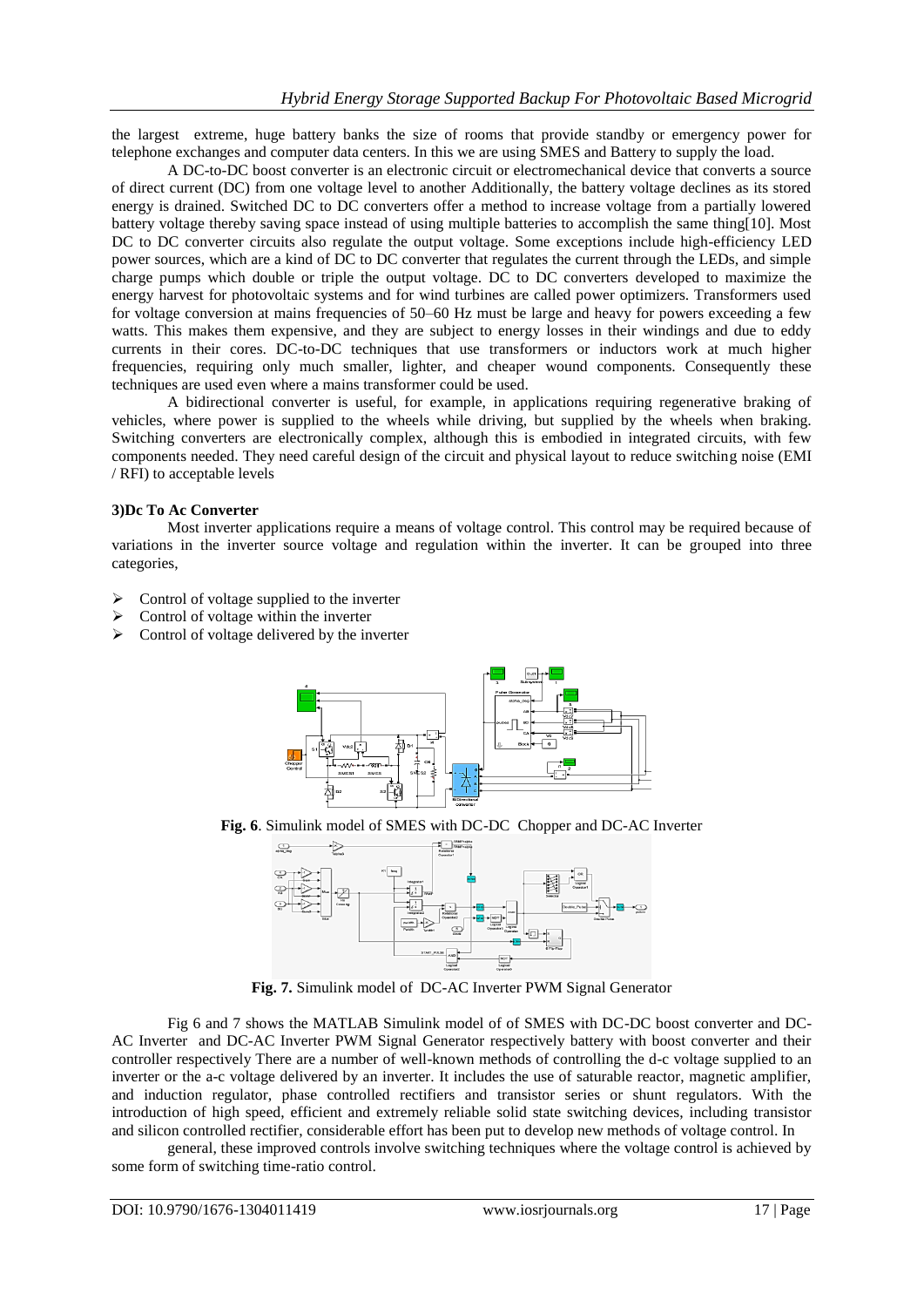the largest extreme, huge battery banks the size of rooms that provide standby or emergency power for telephone exchanges and computer data centers. In this we are using SMES and Battery to supply the load.

A DC-to-DC boost converter is an electronic circuit or electromechanical device that converts a source of direct current (DC) from one voltage level to another Additionally, the battery voltage declines as its stored energy is drained. Switched DC to DC converters offer a method to increase voltage from a partially lowered battery voltage thereby saving space instead of using multiple batteries to accomplish the same thing[10]. Most DC to DC converter circuits also regulate the output voltage. Some exceptions include high-efficiency LED power sources, which are a kind of DC to DC converter that regulates the current through the LEDs, and simple charge pumps which double or triple the output voltage. DC to DC converters developed to maximize the energy harvest for photovoltaic systems and for wind turbines are called power optimizers. Transformers used for voltage conversion at mains frequencies of 50–60 Hz must be large and heavy for powers exceeding a few watts. This makes them expensive, and they are subject to energy losses in their windings and due to eddy currents in their cores. DC-to-DC techniques that use transformers or inductors work at much higher frequencies, requiring only much smaller, lighter, and cheaper wound components. Consequently these techniques are used even where a mains transformer could be used.

A bidirectional converter is useful, for example, in applications requiring regenerative braking of vehicles, where power is supplied to the wheels while driving, but supplied by the wheels when braking. Switching converters are electronically complex, although this is embodied in integrated circuits, with few components needed. They need careful design of the circuit and physical layout to reduce switching noise (EMI / RFI) to acceptable levels

### 3)Dc To Ac Converter

Most inverter applications require a means of voltage control. This control may be required because of variations in the inverter source voltage and regulation within the inverter. It can be grouped into three categories,

- Control of voltage supplied to the inverter
- Control of voltage within the inverter
- Control of voltage delivered by the inverter

**Fig. 6**. Simulink model of SMES with DC-DC Chopper and DC-AC Inverter

**Fig. 7.** Simulink model of DC-AC Inverter PWM Signal Generator

Fig 6 and 7 shows the MATLAB Simulink model of of SMES with DC-DC boost converter and DC-AC Inverter and DC-AC Inverter PWM Signal Generator respectively battery with boost converter and their controller respectively There are a number of well-known methods of controlling the d-c voltage supplied to an inverter or the a-c voltage delivered by an inverter. It includes the use of saturable reactor, magnetic amplifier, and induction regulator, phase controlled rectifiers and transistor series or shunt regulators. With the introduction of high speed, efficient and extremely reliable solid state switching devices, including transistor and silicon controlled rectifier, considerable effort has been put to develop new methods of voltage control. In

general, these improved controls involve switching techniques where the voltage control is achieved by some form of switching time-ratio control.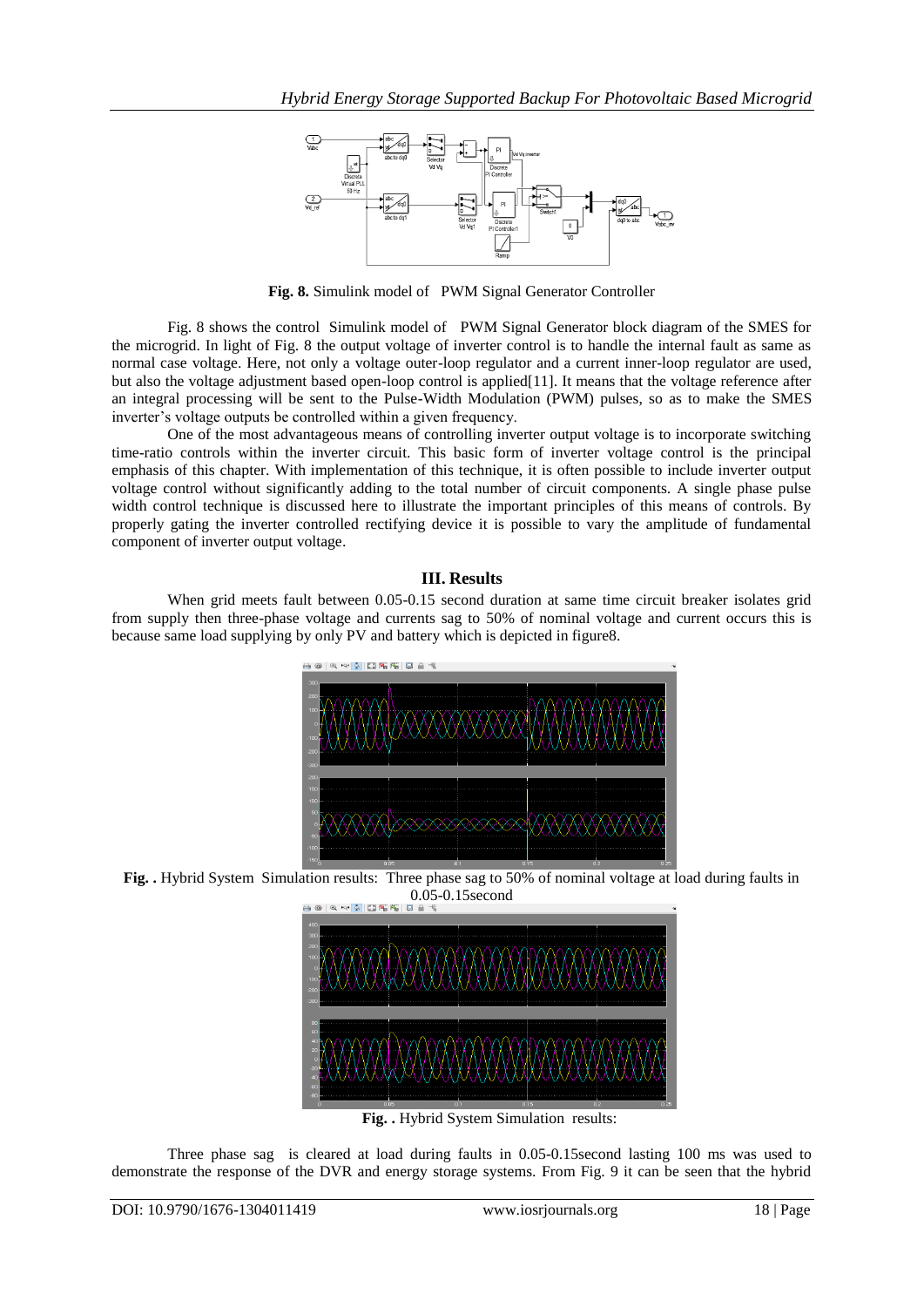**Fig. 8.** Simulink model of PWM Signal Generator Controller

Fig. 8 shows the control Simulink model of PWM Signal Generator block diagram of the SMES for the microgrid. In light of Fig. 8 the output voltage of inverter control is to handle the internal fault as same as normal case voltage. Here, not only a voltage outer-loop regulator and a current inner-loop regulator are used, but also the voltage adjustment based open-loop control is applied[11]. It means that the voltage reference after an integral processing will be sent to the Pulse-Width Modulation (PWM) pulses, so as to make the SMES inverter's voltage outputs be controlled within a given frequency.

One of the most advantageous means of controlling inverter output voltage is to incorporate switching time-ratio controls within the inverter circuit. This basic form of inverter voltage control is the principal emphasis of this chapter. With implementation of this technique, it is often possible to include inverter output voltage control without significantly adding to the total number of circuit components. A single phase pulse width control technique is discussed here to illustrate the important principles of this means of controls. By properly gating the inverter controlled rectifying device it is possible to vary the amplitude of fundamental component of inverter output voltage.

## III. Results

When grid meets fault between 0.05-0.15 second duration at same time circuit breaker isolates grid from supply then three-phase voltage and currents sag to 50% of nominal voltage and current occurs this is because same load supplying by only PV and battery which is depicted in figure8.

**Fig. .** Hybrid System Simulation results: Three phase sag to 50% of nominal voltage at load during faults in 0.05-0.15second

**Fig. .** Hybrid System Simulation results:

Three phase sag is cleared at load during faults in 0.05-0.15second lasting 100 ms was used to demonstrate the response of the DVR and energy storage systems. From Fig. 9 it can be seen that the hybrid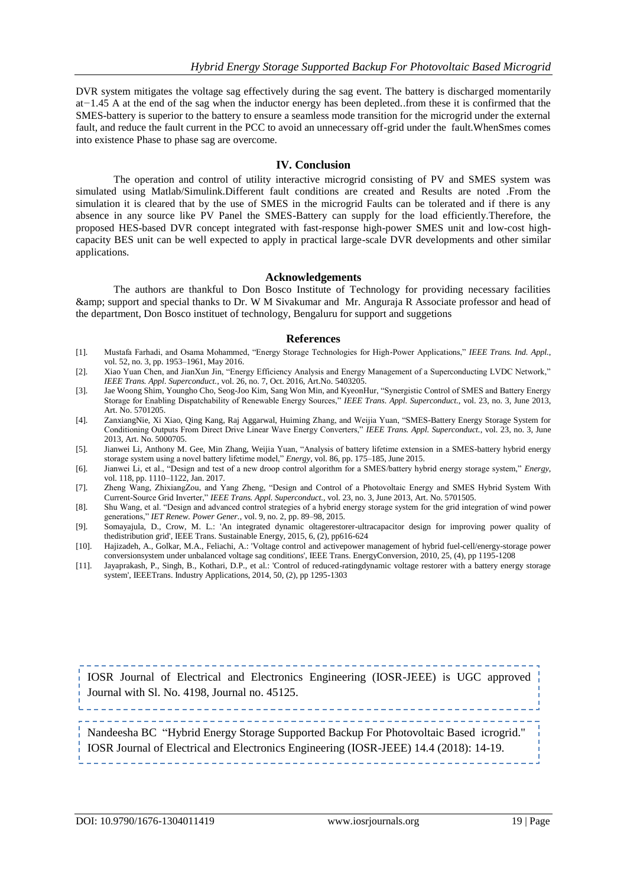DVR system mitigates the voltage sag effectively during the sag event. The battery is discharged momentarily at−1.45 A at the end of the sag when the inductor energy has been depleted..from these it is confirmed that the SMES-battery is superior to the battery to ensure a seamless mode transition for the microgrid under the external fault, and reduce the fault current in the PCC to avoid an unnecessary off-grid under the fault.WhenSmes comes into existence Phase to phase sag are overcome.

## IV. Conclusion

The operation and control of utility interactive microgrid consisting of PV and SMES system was simulated using Matlab/Simulink.Different fault conditions are created and Results are noted .From the simulation it is cleared that by the use of SMES in the microgrid Faults can be tolerated and if there is any absence in any source like PV Panel the SMES-Battery can supply for the load efficiently.Therefore, the proposed HES-based DVR concept integrated with fast-response high-power SMES unit and low-cost high-capacity BES unit can be well expected to apply in practical large-scale DVR developments and other similar applications.

## Acknowledgements

The authors are thankful to Don Bosco Institute of Technology for providing necessary facilities &amp; support and special thanks to Dr. W M Sivakumar and Mr. Anguraja R Associate professor and head of the department, Don Bosco instituet of technology, Bengaluru for support and suggetions

## References

[1]. Mustafa Farhadi, and Osama Mohammed, "Energy Storage Technologies for High-Power Applications," *IEEE Trans. Ind. Appl.*, vol. 52, no. 3, pp. 1953–1961, May 2016.

[2]. Xiao Yuan Chen, and JianXun Jin, "Energy Efficiency Analysis and Energy Management of a Superconducting LVDC Network," *IEEE Trans. Appl. Superconduct.*, vol. 26, no. 7, Oct. 2016, Art.No. 5403205.

[3]. Jae Woong Shim, Youngho Cho, Seog-Joo Kim, Sang Won Min, and KyeonHur, "Synergistic Control of SMES and Battery Energy Storage for Enabling Dispatchability of Renewable Energy Sources," *IEEE Trans. Appl. Superconduct.*, vol. 23, no. 3, June 2013, Art. No. 5701205.

[4]. ZanxiangNie, Xi Xiao, Qing Kang, Raj Aggarwal, Huiming Zhang, and Weijia Yuan, "SMES-Battery Energy Storage System for Conditioning Outputs From Direct Drive Linear Wave Energy Converters," *IEEE Trans. Appl. Superconduct.*, vol. 23, no. 3, June 2013, Art. No. 5000705.

[5]. Jianwei Li, Anthony M. Gee, Min Zhang, Weijia Yuan, "Analysis of battery lifetime extension in a SMES-battery hybrid energy storage system using a novel battery lifetime model," *Energy*, vol. 86, pp. 175–185, June 2015.

[6]. Jianwei Li, et al., "Design and test of a new droop control algorithm for a SMES/battery hybrid energy storage system," *Energy*, vol. 118, pp. 1110–1122, Jan. 2017.

[7]. Zheng Wang, ZhixiangZou, and Yang Zheng, "Design and Control of a Photovoltaic Energy and SMES Hybrid System With Current-Source Grid Inverter," *IEEE Trans. Appl. Superconduct.*, vol. 23, no. 3, June 2013, Art. No. 5701505.

[8]. Shu Wang, et al. "Design and advanced control strategies of a hybrid energy storage system for the grid integration of wind power generations," *IET Renew. Power Gener.*, vol. 9, no. 2, pp. 89–98, 2015.

[9]. Somayajula, D., Crow, M. L.: 'An integrated dynamic oltagerestorer-ultracapacitor design for improving power quality of thedistribution grid', IEEE Trans. Sustainable Energy, 2015, 6, (2), pp616-624

[10]. Hajizadeh, A., Golkar, M.A., Feliachi, A.: 'Voltage control and activepower management of hybrid fuel-cell/energy-storage power conversionsystem under unbalanced voltage sag conditions', IEEE Trans. EnergyConversion, 2010, 25, (4), pp 1195-1208

[11]. Jayaprakash, P., Singh, B., Kothari, D.P., et al.: 'Control of reduced-ratingdynamic voltage restorer with a battery energy storage system', IEEETrans. Industry Applications, 2014, 50, (2), pp 1295-1303

IOSR Journal of Electrical and Electronics Engineering (IOSR-JEEE) is UGC approved Journal with Sl. No. 4198, Journal no. 45125.

Nandeesha BC "Hybrid Energy Storage Supported Backup For Photovoltaic Based icrogrid." IOSR Journal of Electrical and Electronics Engineering (IOSR-JEEE) 14.4 (2018): 14-19.